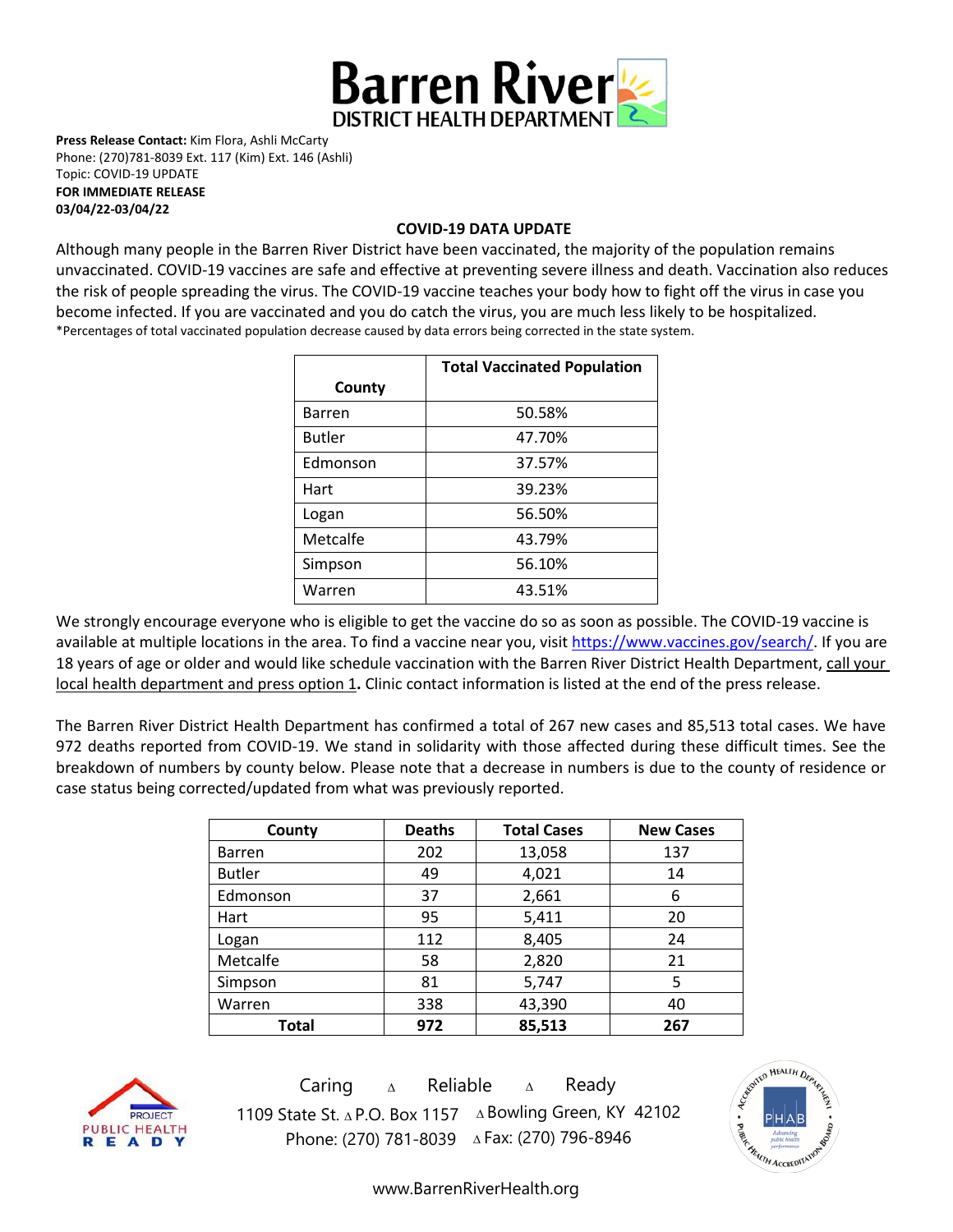# Barren River DISTRICT HEALTH DEPARTMENT

**Press Release Contact:** Kim Flora, Ashli McCarty
Phone: (270)781-8039 Ext. 117 (Kim) Ext. 146 (Ashli)
Topic: COVID-19 UPDATE
**FOR IMMEDIATE RELEASE**
**03/04/22-03/04/22**

## COVID-19 DATA UPDATE

Although many people in the Barren River District have been vaccinated, the majority of the population remains unvaccinated. COVID-19 vaccines are safe and effective at preventing severe illness and death. Vaccination also reduces the risk of people spreading the virus. The COVID-19 vaccine teaches your body how to fight off the virus in case you become infected. If you are vaccinated and you do catch the virus, you are much less likely to be hospitalized.
*Percentages of total vaccinated population decrease caused by data errors being corrected in the state system.

| County | Total Vaccinated Population |
|---|---|
| Barren | 50.58% |
| Butler | 47.70% |
| Edmonson | 37.57% |
| Hart | 39.23% |
| Logan | 56.50% |
| Metcalfe | 43.79% |
| Simpson | 56.10% |
| Warren | 43.51% |

We strongly encourage everyone who is eligible to get the vaccine do so as soon as possible. The COVID-19 vaccine is available at multiple locations in the area. To find a vaccine near you, visit https://www.vaccines.gov/search/. If you are 18 years of age or older and would like schedule vaccination with the Barren River District Health Department, call your local health department and press option 1**.** Clinic contact information is listed at the end of the press release.

The Barren River District Health Department has confirmed a total of 267 new cases and 85,513 total cases. We have 972 deaths reported from COVID-19. We stand in solidarity with those affected during these difficult times. See the breakdown of numbers by county below. Please note that a decrease in numbers is due to the county of residence or case status being corrected/updated from what was previously reported.

| County | Deaths | Total Cases | New Cases |
|---|---|---|---|
| Barren | 202 | 13,058 | 137 |
| Butler | 49 | 4,021 | 14 |
| Edmonson | 37 | 2,661 | 6 |
| Hart | 95 | 5,411 | 20 |
| Logan | 112 | 8,405 | 24 |
| Metcalfe | 58 | 2,820 | 21 |
| Simpson | 81 | 5,747 | 5 |
| Warren | 338 | 43,390 | 40 |
| **Total** | **972** | **85,513** | **267** |

Caring ∆ Reliable ∆ Ready
1109 State St. ∆ P.O. Box 1157 ∆ Bowling Green, KY 42102
Phone: (270) 781-8039 ∆ Fax: (270) 796-8946

www.BarrenRiverHealth.org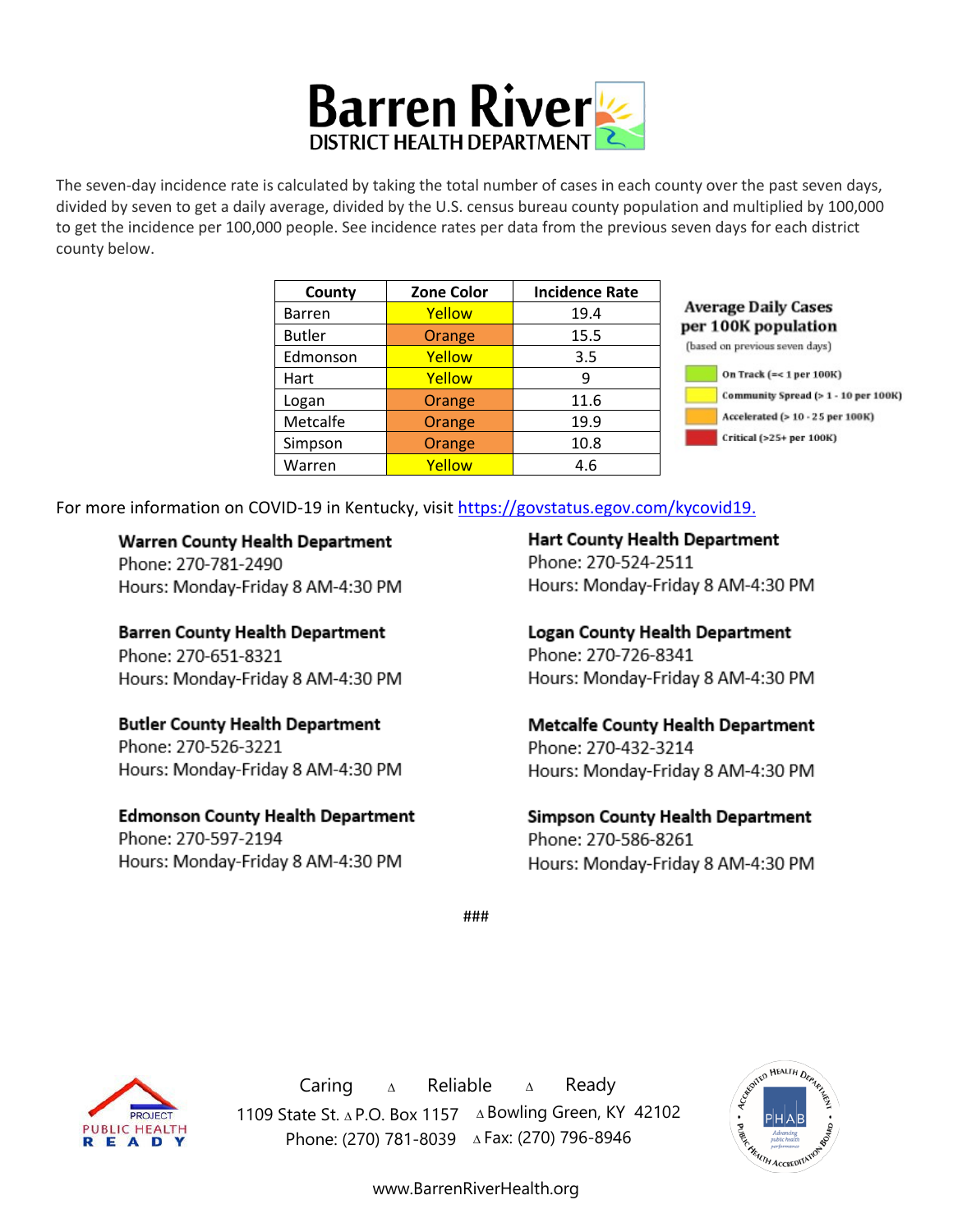# Barren River DISTRICT HEALTH DEPARTMENT

The seven-day incidence rate is calculated by taking the total number of cases in each county over the past seven days, divided by seven to get a daily average, divided by the U.S. census bureau county population and multiplied by 100,000 to get the incidence per 100,000 people. See incidence rates per data from the previous seven days for each district county below.

| County | Zone Color | Incidence Rate |
|---|---|---|
| Barren | Yellow | 19.4 |
| Butler | Orange | 15.5 |
| Edmonson | Yellow | 3.5 |
| Hart | Yellow | 9 |
| Logan | Orange | 11.6 |
| Metcalfe | Orange | 19.9 |
| Simpson | Orange | 10.8 |
| Warren | Yellow | 4.6 |

**Average Daily Cases per 100K population**
(based on previous seven days)

- On Track (=< 1 per 100K)
- Community Spread (> 1 - 10 per 100K)
- Accelerated (> 10 - 25 per 100K)
- Critical (>25+ per 100K)

For more information on COVID-19 in Kentucky, visit https://govstatus.egov.com/kycovid19.

**Warren County Health Department**
Phone: 270-781-2490
Hours: Monday-Friday 8 AM-4:30 PM

**Barren County Health Department**
Phone: 270-651-8321
Hours: Monday-Friday 8 AM-4:30 PM

**Butler County Health Department**
Phone: 270-526-3221
Hours: Monday-Friday 8 AM-4:30 PM

**Edmonson County Health Department**
Phone: 270-597-2194
Hours: Monday-Friday 8 AM-4:30 PM

**Hart County Health Department**
Phone: 270-524-2511
Hours: Monday-Friday 8 AM-4:30 PM

**Logan County Health Department**
Phone: 270-726-8341
Hours: Monday-Friday 8 AM-4:30 PM

**Metcalfe County Health Department**
Phone: 270-432-3214
Hours: Monday-Friday 8 AM-4:30 PM

**Simpson County Health Department**
Phone: 270-586-8261
Hours: Monday-Friday 8 AM-4:30 PM

###

PROJECT PUBLIC HEALTH READY

Caring ∆ Reliable ∆ Ready
1109 State St. ∆ P.O. Box 1157 ∆ Bowling Green, KY 42102
Phone: (270) 781-8039 ∆ Fax: (270) 796-8946

www.BarrenRiverHealth.org

ACCREDITED HEALTH DEPARTMENT • PUBLIC HEALTH ACCREDITATION BOARD • PHAB Advancing public health performance